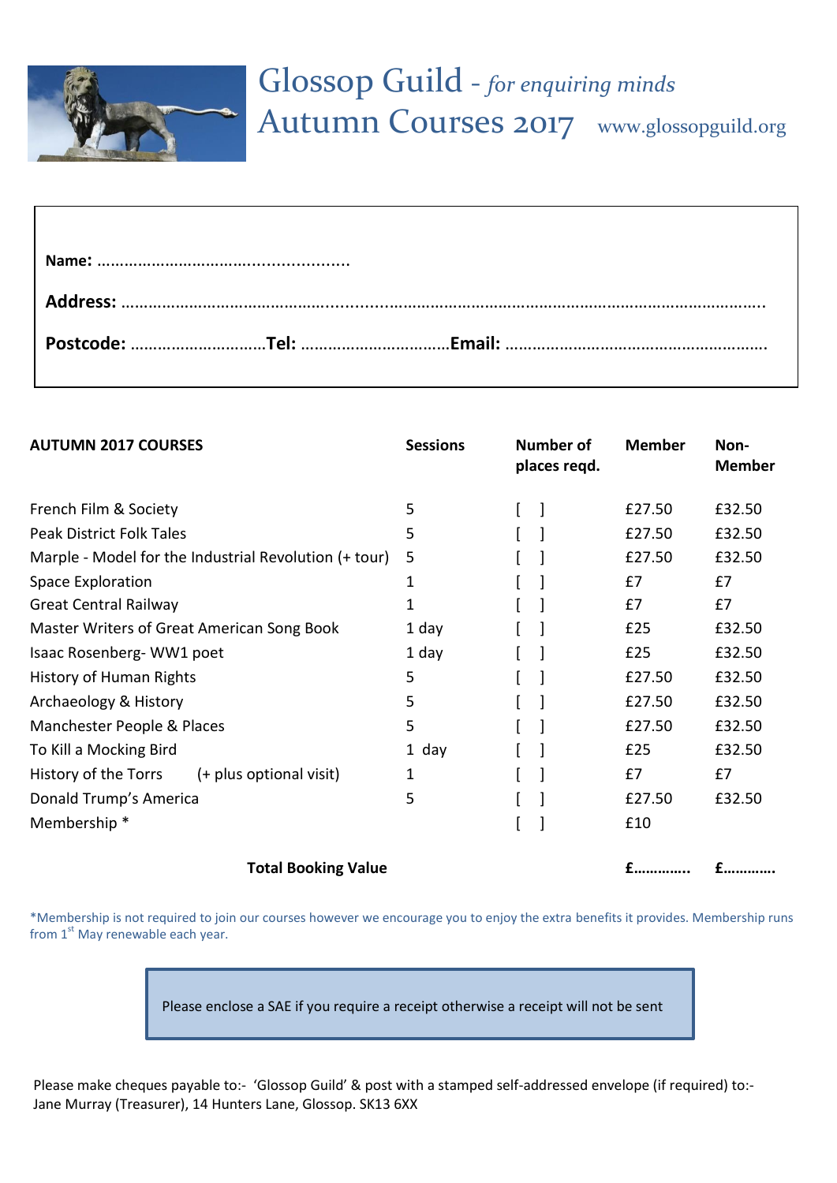# Glossop Guild - *for enquiring minds*
# Autumn Courses 2017 www.glossopguild.org

**Name:** ………………………......................

**Address:** ………………………………….......…………………………………………………………………………..

**Postcode:** …………………………**Tel:** ……………………………**Email:** …………………………………………………

| AUTUMN 2017 COURSES | Sessions | Number of places reqd. | Member | Non-Member |
|---|---|---|---|---|
| French Film & Society | 5 | [ ] | £27.50 | £32.50 |
| Peak District Folk Tales | 5 | [ ] | £27.50 | £32.50 |
| Marple - Model for the Industrial Revolution (+ tour) | 5 | [ ] | £27.50 | £32.50 |
| Space Exploration | 1 | [ ] | £7 | £7 |
| Great Central Railway | 1 | [ ] | £7 | £7 |
| Master Writers of Great American Song Book | 1 day | [ ] | £25 | £32.50 |
| Isaac Rosenberg- WW1 poet | 1 day | [ ] | £25 | £32.50 |
| History of Human Rights | 5 | [ ] | £27.50 | £32.50 |
| Archaeology & History | 5 | [ ] | £27.50 | £32.50 |
| Manchester People & Places | 5 | [ ] | £27.50 | £32.50 |
| To Kill a Mocking Bird | 1 day | [ ] | £25 | £32.50 |
| History of the Torrs (+ plus optional visit) | 1 | [ ] | £7 | £7 |
| Donald Trump's America | 5 | [ ] | £27.50 | £32.50 |
| Membership * | | [ ] | £10 | |
| **Total Booking Value** | | | **£…………..** | **£…………..** |

*Membership is not required to join our courses however we encourage you to enjoy the extra benefits it provides. Membership runs from 1st May renewable each year.

Please enclose a SAE if you require a receipt otherwise a receipt will not be sent

Please make cheques payable to:- 'Glossop Guild' & post with a stamped self-addressed envelope (if required) to:- Jane Murray (Treasurer), 14 Hunters Lane, Glossop. SK13 6XX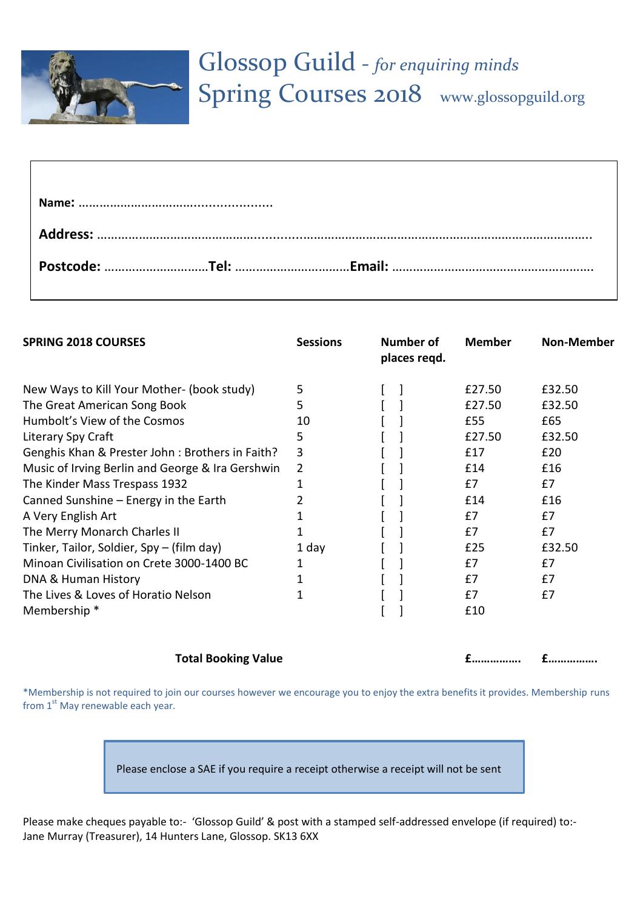# Glossop Guild - *for enquiring minds*
# Spring Courses 2018 www.glossopguild.org

**Name:** ......................................................

**Address:** ..........................................................................................................................................

**Postcode:** ............................**Tel:** ...............................**Email:** ........................................................

| SPRING 2018 COURSES | Sessions | Number of places reqd. | Member | Non-Member |
|---|---|---|---|---|
| New Ways to Kill Your Mother- (book study) | 5 | [ ] | £27.50 | £32.50 |
| The Great American Song Book | 5 | [ ] | £27.50 | £32.50 |
| Humbolt's View of the Cosmos | 10 | [ ] | £55 | £65 |
| Literary Spy Craft | 5 | [ ] | £27.50 | £32.50 |
| Genghis Khan & Prester John : Brothers in Faith? | 3 | [ ] | £17 | £20 |
| Music of Irving Berlin and George & Ira Gershwin | 2 | [ ] | £14 | £16 |
| The Kinder Mass Trespass 1932 | 1 | [ ] | £7 | £7 |
| Canned Sunshine – Energy in the Earth | 2 | [ ] | £14 | £16 |
| A Very English Art | 1 | [ ] | £7 | £7 |
| The Merry Monarch Charles II | 1 | [ ] | £7 | £7 |
| Tinker, Tailor, Soldier, Spy – (film day) | 1 day | [ ] | £25 | £32.50 |
| Minoan Civilisation on Crete 3000-1400 BC | 1 | [ ] | £7 | £7 |
| DNA & Human History | 1 | [ ] | £7 | £7 |
| The Lives & Loves of Horatio Nelson | 1 | [ ] | £7 | £7 |
| Membership * | | [ ] | £10 | |
| **Total Booking Value** | | | **£…………….** | **£…………….** |

*Membership is not required to join our courses however we encourage you to enjoy the extra benefits it provides. Membership runs from 1st May renewable each year.

Please enclose a SAE if you require a receipt otherwise a receipt will not be sent

Please make cheques payable to:- 'Glossop Guild' & post with a stamped self-addressed envelope (if required) to:- Jane Murray (Treasurer), 14 Hunters Lane, Glossop. SK13 6XX